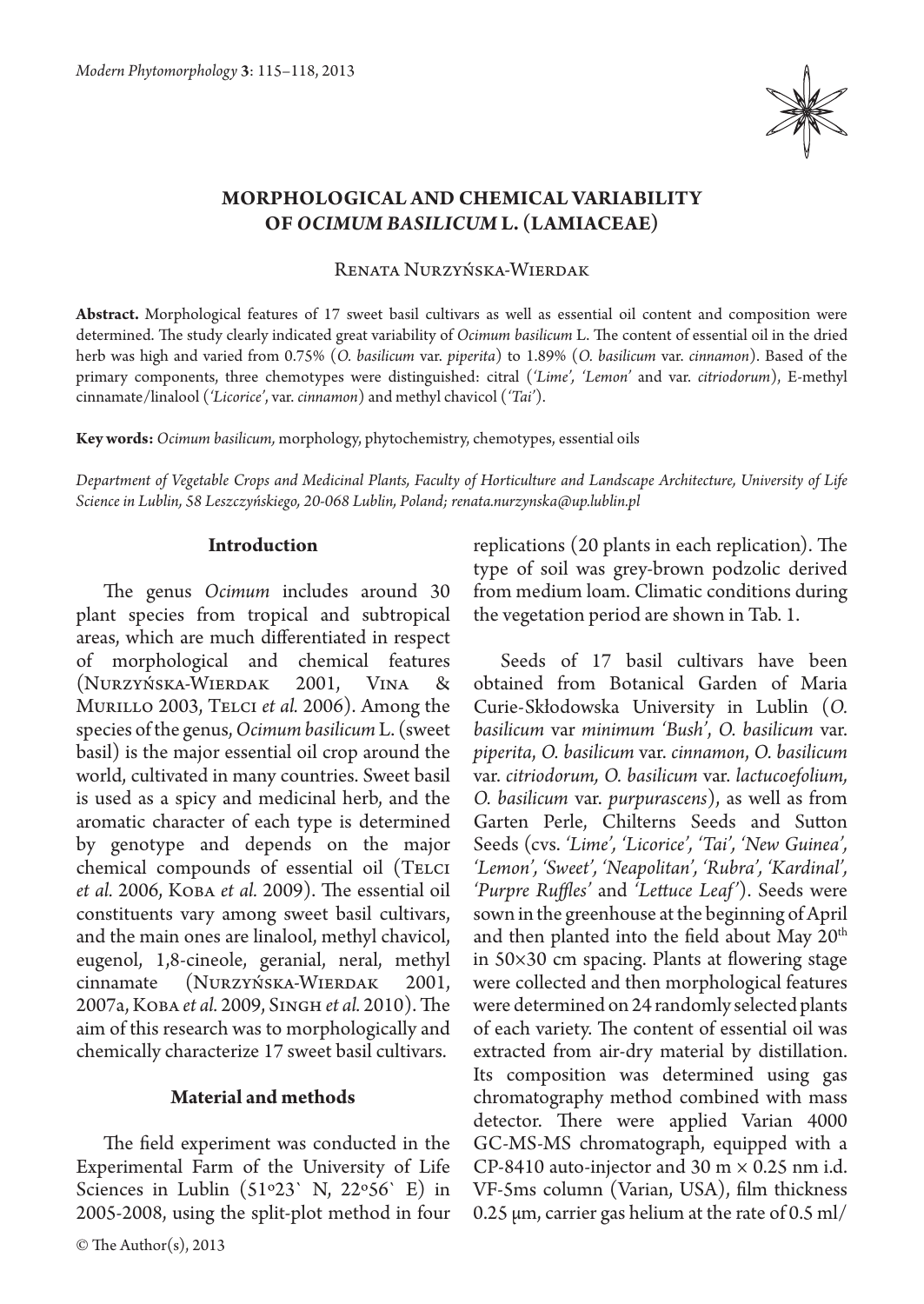# MORPHOLOGICAL AND CHEMICAL VARIABILITY OF *OCIMUM BASILICUM* L. (LAMIACEAE)

Renata Nurzyńska-Wierdak

**Abstract.** Morphological features of 17 sweet basil cultivars as well as essential oil content and composition were determined. The study clearly indicated great variability of *Ocimum basilicum* L. The content of essential oil in the dried herb was high and varied from 0.75% (*O. basilicum* var. *piperita*) to 1.89% (*O. basilicum* var. *cinnamon*). Based of the primary components, three chemotypes were distinguished: citral (*'Lime'*, *'Lemon'* and var. *citriodorum*), E-methyl cinnamate/linalool (*'Licorice'*, var. *cinnamon*) and methyl chavicol (*'Tai'*).

**Key words:** *Ocimum basilicum*, morphology, phytochemistry, chemotypes, essential oils

*Department of Vegetable Crops and Medicinal Plants, Faculty of Horticulture and Landscape Architecture, University of Life Science in Lublin, 58 Leszczyńskiego, 20-068 Lublin, Poland; renata.nurzynska@up.lublin.pl*

## Introduction

The genus *Ocimum* includes around 30 plant species from tropical and subtropical areas, which are much differentiated in respect of morphological and chemical features (Nurzyńska-Wierdak 2001, Vina & Murillo 2003, Telci *et al.* 2006). Among the species of the genus, *Ocimum basilicum* L. (sweet basil) is the major essential oil crop around the world, cultivated in many countries. Sweet basil is used as a spicy and medicinal herb, and the aromatic character of each type is determined by genotype and depends on the major chemical compounds of essential oil (Telci *et al.* 2006, Koba *et al.* 2009). The essential oil constituents vary among sweet basil cultivars, and the main ones are linalool, methyl chavicol, eugenol, 1,8-cineole, geranial, neral, methyl cinnamate (Nurzyńska-Wierdak 2001, 2007a, Koba *et al.* 2009, Singh *et al.* 2010). The aim of this research was to morphologically and chemically characterize 17 sweet basil cultivars.

## Material and methods

The field experiment was conducted in the Experimental Farm of the University of Life Sciences in Lublin (51º23` N, 22º56` E) in 2005-2008, using the split-plot method in four replications (20 plants in each replication). The type of soil was grey-brown podzolic derived from medium loam. Climatic conditions during the vegetation period are shown in Tab. 1.

Seeds of 17 basil cultivars have been obtained from Botanical Garden of Maria Curie-Skłodowska University in Lublin (*O. basilicum* var *minimum 'Bush'*, *O. basilicum* var. *piperita*, *O. basilicum* var. *cinnamon*, *O. basilicum* var. *citriodorum, O. basilicum* var. *lactucoefolium, O. basilicum* var. *purpurascens*), as well as from Garten Perle, Chilterns Seeds and Sutton Seeds (cvs. *'Lime'*, *'Licorice'*, *'Tai'*, *'New Guinea'*, *'Lemon'*, *'Sweet'*, *'Neapolitan'*, *'Rubra'*, *'Kardinal'*, *'Purpre Ruffles'* and *'Lettuce Leaf'*). Seeds were sown in the greenhouse at the beginning of April and then planted into the field about May 20th in 50×30 cm spacing. Plants at flowering stage were collected and then morphological features were determined on 24 randomly selected plants of each variety. The content of essential oil was extracted from air-dry material by distillation. Its composition was determined using gas chromatography method combined with mass detector. There were applied Varian 4000 GC-MS-MS chromatograph, equipped with a CP-8410 auto-injector and 30 m × 0.25 nm i.d. VF-5ms column (Varian, USA), film thickness 0.25 μm, carrier gas helium at the rate of 0.5 ml/

© The Author(s), 2013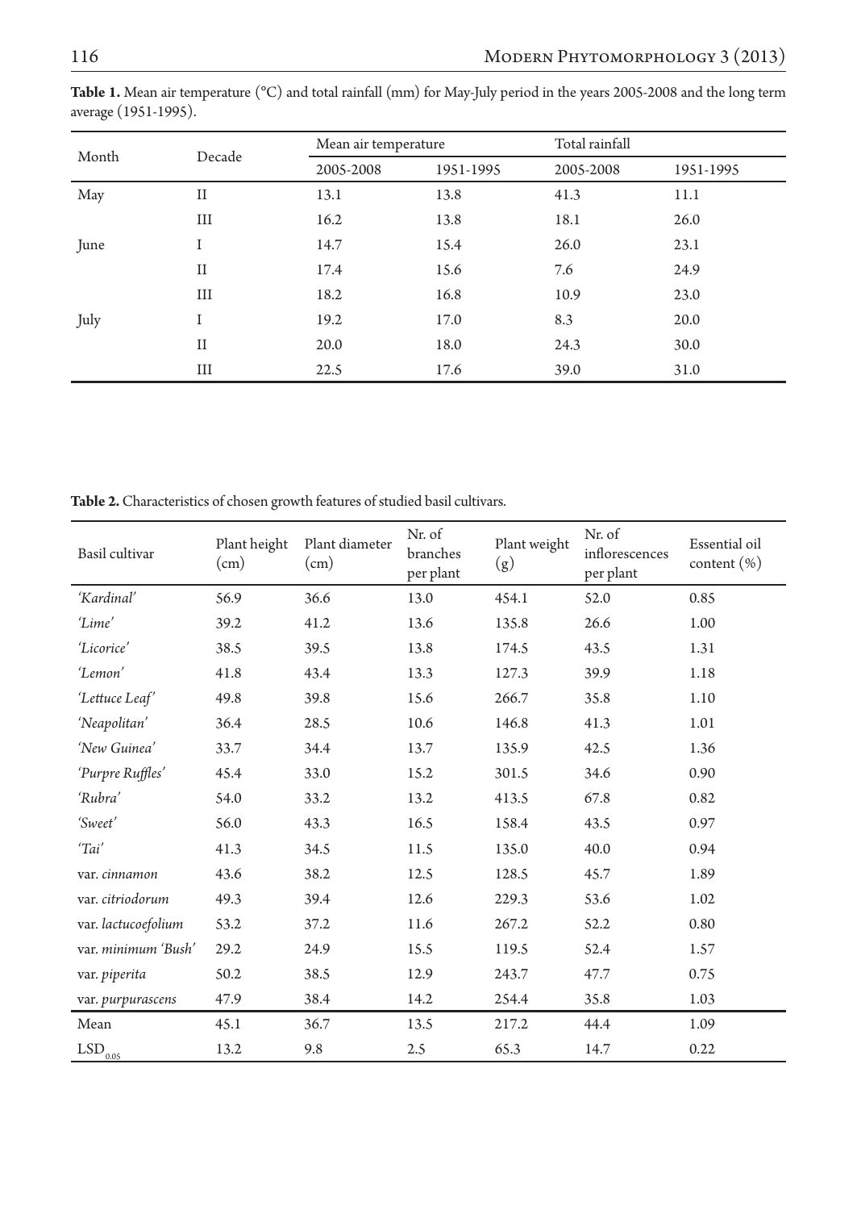**Table 1.** Mean air temperature (°C) and total rainfall (mm) for May-July period in the years 2005-2008 and the long term average (1951-1995).

| Month | Decade | Mean air temperature | | Total rainfall | |
|---|---|---|---|---|---|
| | | 2005-2008 | 1951-1995 | 2005-2008 | 1951-1995 |
| May | II | 13.1 | 13.8 | 41.3 | 11.1 |
| | III | 16.2 | 13.8 | 18.1 | 26.0 |
| June | I | 14.7 | 15.4 | 26.0 | 23.1 |
| | II | 17.4 | 15.6 | 7.6 | 24.9 |
| | III | 18.2 | 16.8 | 10.9 | 23.0 |
| July | I | 19.2 | 17.0 | 8.3 | 20.0 |
| | II | 20.0 | 18.0 | 24.3 | 30.0 |
| | III | 22.5 | 17.6 | 39.0 | 31.0 |

**Table 2.** Characteristics of chosen growth features of studied basil cultivars.

| Basil cultivar | Plant height (cm) | Plant diameter (cm) | Nr. of branches per plant | Plant weight (g) | Nr. of inflorescences per plant | Essential oil content (%) |
|---|---|---|---|---|---|---|
| *'Kardinal'* | 56.9 | 36.6 | 13.0 | 454.1 | 52.0 | 0.85 |
| *'Lime'* | 39.2 | 41.2 | 13.6 | 135.8 | 26.6 | 1.00 |
| *'Licorice'* | 38.5 | 39.5 | 13.8 | 174.5 | 43.5 | 1.31 |
| *'Lemon'* | 41.8 | 43.4 | 13.3 | 127.3 | 39.9 | 1.18 |
| *'Lettuce Leaf'* | 49.8 | 39.8 | 15.6 | 266.7 | 35.8 | 1.10 |
| *'Neapolitan'* | 36.4 | 28.5 | 10.6 | 146.8 | 41.3 | 1.01 |
| *'New Guinea'* | 33.7 | 34.4 | 13.7 | 135.9 | 42.5 | 1.36 |
| *'Purpre Ruffles'* | 45.4 | 33.0 | 15.2 | 301.5 | 34.6 | 0.90 |
| *'Rubra'* | 54.0 | 33.2 | 13.2 | 413.5 | 67.8 | 0.82 |
| *'Sweet'* | 56.0 | 43.3 | 16.5 | 158.4 | 43.5 | 0.97 |
| *'Tai'* | 41.3 | 34.5 | 11.5 | 135.0 | 40.0 | 0.94 |
| var. *cinnamon* | 43.6 | 38.2 | 12.5 | 128.5 | 45.7 | 1.89 |
| var. *citriodorum* | 49.3 | 39.4 | 12.6 | 229.3 | 53.6 | 1.02 |
| var. *lactucoefolium* | 53.2 | 37.2 | 11.6 | 267.2 | 52.2 | 0.80 |
| var. *minimum 'Bush'* | 29.2 | 24.9 | 15.5 | 119.5 | 52.4 | 1.57 |
| var. *piperita* | 50.2 | 38.5 | 12.9 | 243.7 | 47.7 | 0.75 |
| var. *purpurascens* | 47.9 | 38.4 | 14.2 | 254.4 | 35.8 | 1.03 |
| Mean | 45.1 | 36.7 | 13.5 | 217.2 | 44.4 | 1.09 |
| $LSD_{0.05}$ | 13.2 | 9.8 | 2.5 | 65.3 | 14.7 | 0.22 |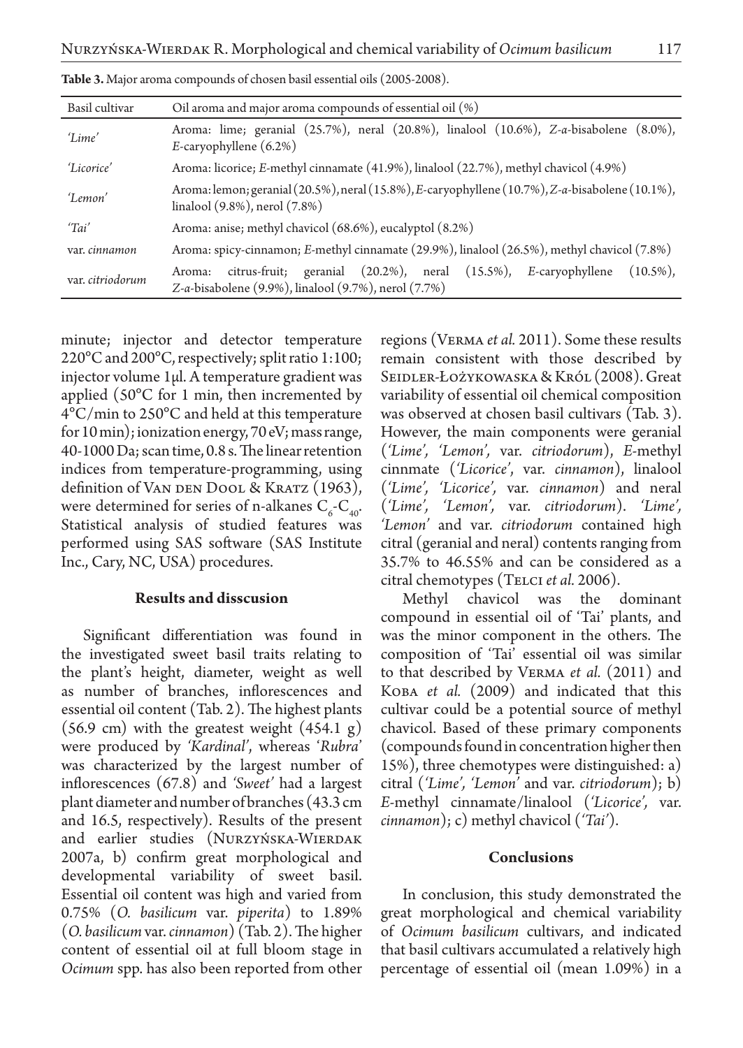**Table 3.** Major aroma compounds of chosen basil essential oils (2005-2008).

| Basil cultivar | Oil aroma and major aroma compounds of essential oil (%) |
|---|---|
| *'Lime'* | Aroma: lime; geranial (25.7%), neral (20.8%), linalool (10.6%), *Z-α*-bisabolene (8.0%), *E*-caryophyllene (6.2%) |
| *'Licorice'* | Aroma: licorice; *E*-methyl cinnamate (41.9%), linalool (22.7%), methyl chavicol (4.9%) |
| *'Lemon'* | Aroma: lemon; geranial (20.5%), neral (15.8%), *E*-caryophyllene (10.7%), *Z-α*-bisabolene (10.1%), linalool (9.8%), nerol (7.8%) |
| *'Tai'* | Aroma: anise; methyl chavicol (68.6%), eucalyptol (8.2%) |
| var. *cinnamon* | Aroma: spicy-cinnamon; *E*-methyl cinnamate (29.9%), linalool (26.5%), methyl chavicol (7.8%) |
| var. *citriodorum* | Aroma: citrus-fruit; geranial (20.2%), neral (15.5%), *E*-caryophyllene (10.5%), *Z-α*-bisabolene (9.9%), linalool (9.7%), nerol (7.7%) |

minute; injector and detector temperature 220°C and 200°C, respectively; split ratio 1:100; injector volume 1µl. A temperature gradient was applied (50°C for 1 min, then incremented by 4°C/min to 250°C and held at this temperature for 10 min); ionization energy, 70 eV; mass range, 40-1000 Da; scan time, 0.8 s. The linear retention indices from temperature-programming, using definition of Van den Dool & Kratz (1963), were determined for series of n-alkanes $C_6$-$C_{40}$. Statistical analysis of studied features was performed using SAS software (SAS Institute Inc., Cary, NC, USA) procedures.

## Results and disscusion

Significant differentiation was found in the investigated sweet basil traits relating to the plant's height, diameter, weight as well as number of branches, inflorescences and essential oil content (Tab. 2). The highest plants (56.9 cm) with the greatest weight (454.1 g) were produced by *'Kardinal'*, whereas '*Rubra*' was characterized by the largest number of inflorescences (67.8) and *'Sweet'* had a largest plant diameter and number of branches (43.3 cm and 16.5, respectively). Results of the present and earlier studies (Nurzyńska-Wierdak 2007a, b) confirm great morphological and developmental variability of sweet basil. Essential oil content was high and varied from 0.75% (*O. basilicum* var. *piperita*) to 1.89% (*O. basilicum* var. *cinnamon*) (Tab. 2). The higher content of essential oil at full bloom stage in *Ocimum* spp. has also been reported from other regions (Verma *et al.* 2011). Some these results remain consistent with those described by Seidler-Łożykowaska & Król (2008). Great variability of essential oil chemical composition was observed at chosen basil cultivars (Tab. 3). However, the main components were geranial (*'Lime', 'Lemon',* var. *citriodorum*), *E*-methyl cinnmate (*'Licorice'*, var. *cinnamon*), linalool (*'Lime', 'Licorice',* var. *cinnamon*) and neral (*'Lime', 'Lemon',* var. *citriodorum*). *'Lime', 'Lemon'* and var. *citriodorum* contained high citral (geranial and neral) contents ranging from 35.7% to 46.55% and can be considered as a citral chemotypes (Telci *et al.* 2006).

Methyl chavicol was the dominant compound in essential oil of 'Tai' plants, and was the minor component in the others. The composition of 'Tai' essential oil was similar to that described by Verma *et al.* (2011) and Koba *et al.* (2009) and indicated that this cultivar could be a potential source of methyl chavicol. Based of these primary components (compounds found in concentration higher then 15%), three chemotypes were distinguished: a) citral (*'Lime', 'Lemon'* and var. *citriodorum*); b) *E*-methyl cinnamate/linalool (*'Licorice',* var. *cinnamon*); c) methyl chavicol (*'Tai'*).

## Conclusions

In conclusion, this study demonstrated the great morphological and chemical variability of *Ocimum basilicum* cultivars, and indicated that basil cultivars accumulated a relatively high percentage of essential oil (mean 1.09%) in a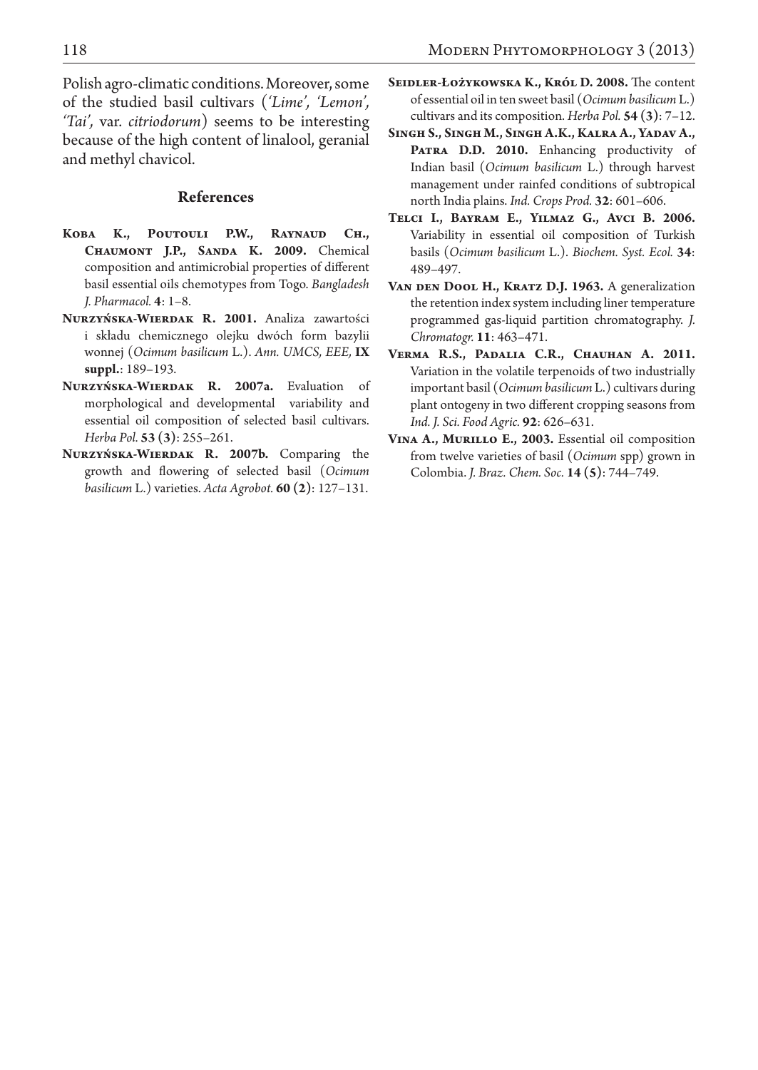Polish agro-climatic conditions. Moreover, some of the studied basil cultivars (*'Lime', 'Lemon', 'Tai',* var. *citriodorum*) seems to be interesting because of the high content of linalool, geranial and methyl chavicol.

## References

**Koba K., Poutouli P.W., Raynaud Ch., Chaumont J.P., Sanda K. 2009.** Chemical composition and antimicrobial properties of different basil essential oils chemotypes from Togo. *Bangladesh J. Pharmacol.* **4**: 1–8.

**Nurzyńska-Wierdak R. 2001.** Analiza zawartości i składu chemicznego olejku dwóch form bazylii wonnej (*Ocimum basilicum* L.). *Ann. UMCS, EEE,* **IX suppl.**: 189–193.

**Nurzyńska-Wierdak R. 2007a.** Evaluation of morphological and developmental variability and essential oil composition of selected basil cultivars. *Herba Pol.* **53 (3)**: 255–261.

**Nurzyńska-Wierdak R. 2007b.** Comparing the growth and flowering of selected basil (*Ocimum basilicum* L.) varieties. *Acta Agrobot.* **60 (2)**: 127–131.

**Seidler-Łożykowska K., Król D. 2008.** The content of essential oil in ten sweet basil (*Ocimum basilicum* L.) cultivars and its composition. *Herba Pol.* **54 (3)**: 7–12.

**Singh S., Singh M., Singh A.K., Kalra A., Yadav A., Patra D.D. 2010.** Enhancing productivity of Indian basil (*Ocimum basilicum* L.) through harvest management under rainfed conditions of subtropical north India plains. *Ind. Crops Prod.* **32**: 601–606.

**Telci I., Bayram E., Yilmaz G., Avci B. 2006.** Variability in essential oil composition of Turkish basils (*Ocimum basilicum* L.). *Biochem. Syst. Ecol.* **34**: 489–497.

**Van den Dool H., Kratz D.J. 1963.** A generalization the retention index system including liner temperature programmed gas-liquid partition chromatography. *J. Chromatogr.* **11**: 463–471.

**Verma R.S., Padalia C.R., Chauhan A. 2011.** Variation in the volatile terpenoids of two industrially important basil (*Ocimum basilicum* L.) cultivars during plant ontogeny in two different cropping seasons from *Ind. J. Sci. Food Agric.* **92**: 626–631.

**Vina A., Murillo E., 2003.** Essential oil composition from twelve varieties of basil (*Ocimum* spp) grown in Colombia. *J. Braz. Chem. Soc.* **14 (5)**: 744–749.